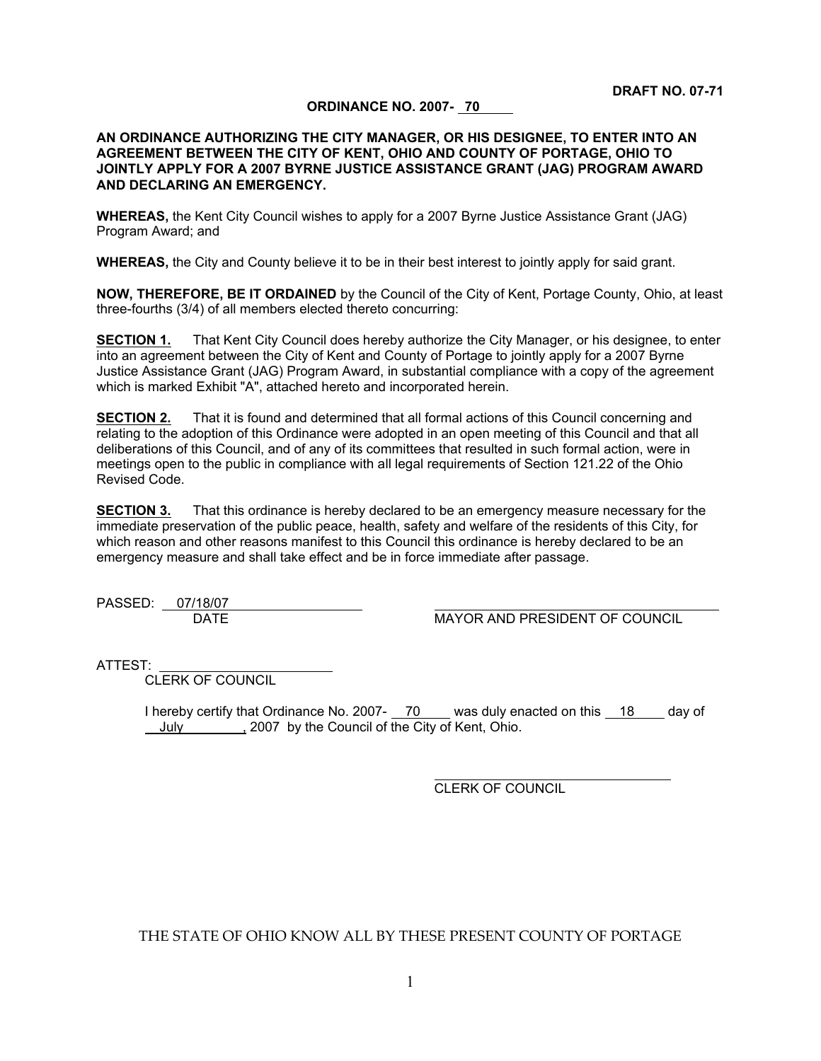**DRAFT NO. 07-71**

**ORDINANCE NO. 2007- 70**

**AN ORDINANCE AUTHORIZING THE CITY MANAGER, OR HIS DESIGNEE, TO ENTER INTO AN AGREEMENT BETWEEN THE CITY OF KENT, OHIO AND COUNTY OF PORTAGE, OHIO TO JOINTLY APPLY FOR A 2007 BYRNE JUSTICE ASSISTANCE GRANT (JAG) PROGRAM AWARD AND DECLARING AN EMERGENCY.**

**WHEREAS,** the Kent City Council wishes to apply for a 2007 Byrne Justice Assistance Grant (JAG) Program Award; and

**WHEREAS,** the City and County believe it to be in their best interest to jointly apply for said grant.

**NOW, THEREFORE, BE IT ORDAINED** by the Council of the City of Kent, Portage County, Ohio, at least three-fourths (3/4) of all members elected thereto concurring:

**SECTION 1.** That Kent City Council does hereby authorize the City Manager, or his designee, to enter into an agreement between the City of Kent and County of Portage to jointly apply for a 2007 Byrne Justice Assistance Grant (JAG) Program Award, in substantial compliance with a copy of the agreement which is marked Exhibit "A", attached hereto and incorporated herein.

**SECTION 2.** That it is found and determined that all formal actions of this Council concerning and relating to the adoption of this Ordinance were adopted in an open meeting of this Council and that all deliberations of this Council, and of any of its committees that resulted in such formal action, were in meetings open to the public in compliance with all legal requirements of Section 121.22 of the Ohio Revised Code.

**SECTION 3.** That this ordinance is hereby declared to be an emergency measure necessary for the immediate preservation of the public peace, health, safety and welfare of the residents of this City, for which reason and other reasons manifest to this Council this ordinance is hereby declared to be an emergency measure and shall take effect and be in force immediate after passage.

PASSED: 07/18/07
DATE

MAYOR AND PRESIDENT OF COUNCIL

ATTEST: ______________________
CLERK OF COUNCIL

I hereby certify that Ordinance No. 2007- 70 was duly enacted on this 18 day of July , 2007 by the Council of the City of Kent, Ohio.

CLERK OF COUNCIL

THE STATE OF OHIO KNOW ALL BY THESE PRESENT COUNTY OF PORTAGE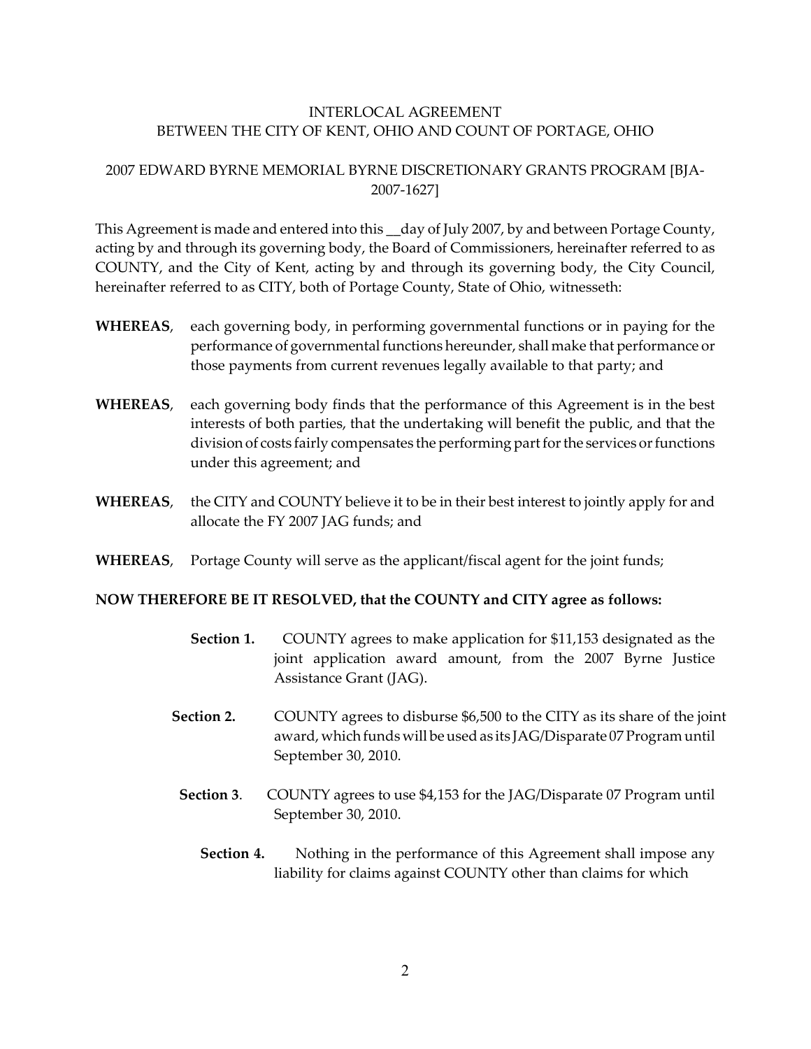INTERLOCAL AGREEMENT
BETWEEN THE CITY OF KENT, OHIO AND COUNT OF PORTAGE, OHIO

2007 EDWARD BYRNE MEMORIAL BYRNE DISCRETIONARY GRANTS PROGRAM [BJA-2007-1627]

This Agreement is made and entered into this __day of July 2007, by and between Portage County, acting by and through its governing body, the Board of Commissioners, hereinafter referred to as COUNTY, and the City of Kent, acting by and through its governing body, the City Council, hereinafter referred to as CITY, both of Portage County, State of Ohio, witnesseth:

**WHEREAS**, each governing body, in performing governmental functions or in paying for the performance of governmental functions hereunder, shall make that performance or those payments from current revenues legally available to that party; and

**WHEREAS**, each governing body finds that the performance of this Agreement is in the best interests of both parties, that the undertaking will benefit the public, and that the division of costs fairly compensates the performing part for the services or functions under this agreement; and

**WHEREAS**, the CITY and COUNTY believe it to be in their best interest to jointly apply for and allocate the FY 2007 JAG funds; and

**WHEREAS**, Portage County will serve as the applicant/fiscal agent for the joint funds;

**NOW THEREFORE BE IT RESOLVED, that the COUNTY and CITY agree as follows:**

**Section 1.** COUNTY agrees to make application for $11,153 designated as the joint application award amount, from the 2007 Byrne Justice Assistance Grant (JAG).

**Section 2.** COUNTY agrees to disburse $6,500 to the CITY as its share of the joint award, which funds will be used as its JAG/Disparate 07 Program until September 30, 2010.

**Section 3**. COUNTY agrees to use $4,153 for the JAG/Disparate 07 Program until September 30, 2010.

**Section 4.** Nothing in the performance of this Agreement shall impose any liability for claims against COUNTY other than claims for which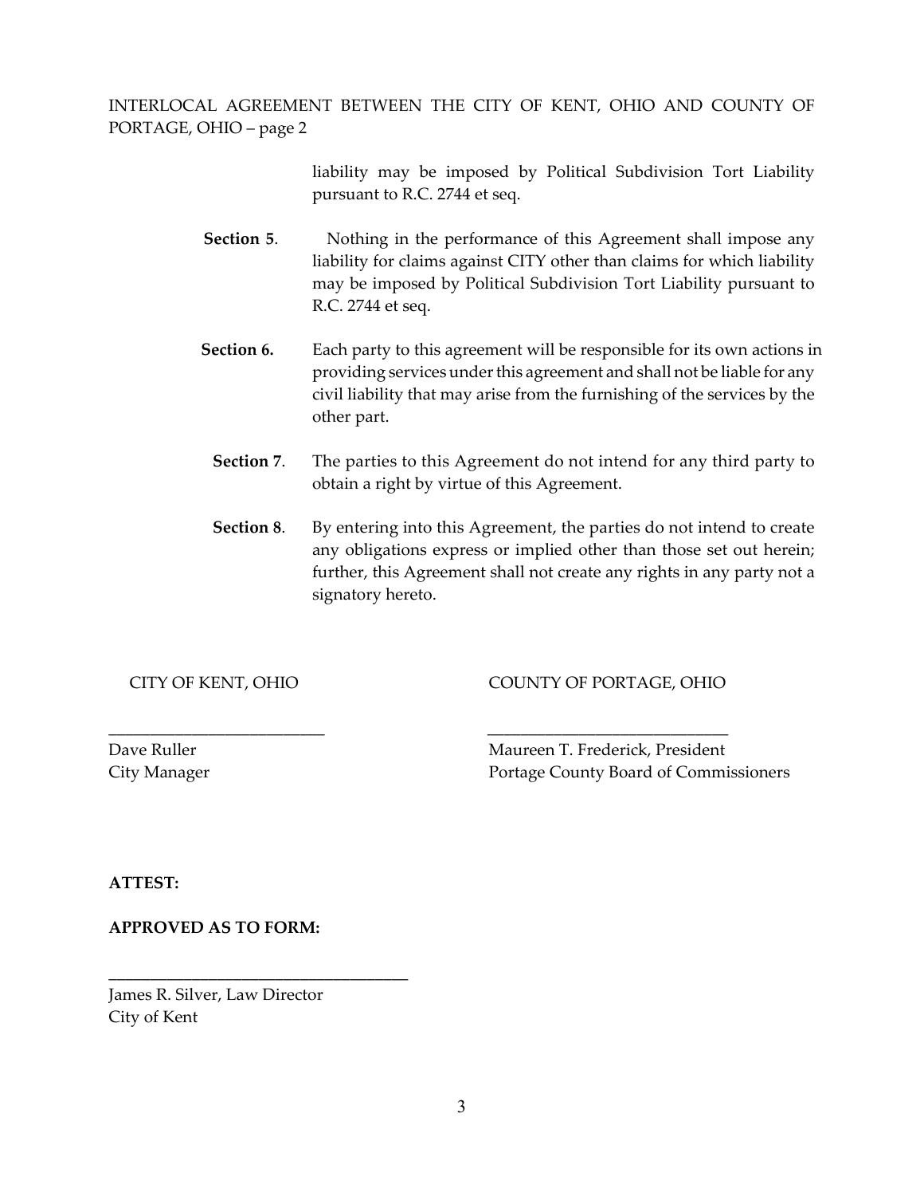liability may be imposed by Political Subdivision Tort Liability pursuant to R.C. 2744 et seq.

**Section 5**. Nothing in the performance of this Agreement shall impose any liability for claims against CITY other than claims for which liability may be imposed by Political Subdivision Tort Liability pursuant to R.C. 2744 et seq.

**Section 6.** Each party to this agreement will be responsible for its own actions in providing services under this agreement and shall not be liable for any civil liability that may arise from the furnishing of the services by the other part.

**Section 7**. The parties to this Agreement do not intend for any third party to obtain a right by virtue of this Agreement.

**Section 8**. By entering into this Agreement, the parties do not intend to create any obligations express or implied other than those set out herein; further, this Agreement shall not create any rights in any party not a signatory hereto.

CITY OF KENT, OHIO

___________________________

Dave Ruller
City Manager

COUNTY OF PORTAGE, OHIO

_____________________________

Maureen T. Frederick, President
Portage County Board of Commissioners

**ATTEST:**

**APPROVED AS TO FORM:**

____________________________________

James R. Silver, Law Director
City of Kent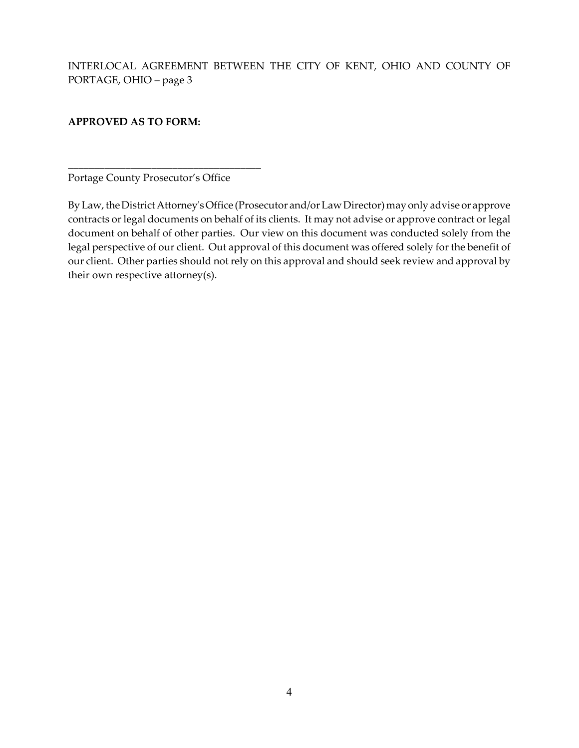INTERLOCAL AGREEMENT BETWEEN THE CITY OF KENT, OHIO AND COUNTY OF PORTAGE, OHIO – page 3

**APPROVED AS TO FORM:**

_____________________________________
Portage County Prosecutor's Office

By Law, the District Attorney's Office (Prosecutor and/or Law Director) may only advise or approve contracts or legal documents on behalf of its clients. It may not advise or approve contract or legal document on behalf of other parties. Our view on this document was conducted solely from the legal perspective of our client. Out approval of this document was offered solely for the benefit of our client. Other parties should not rely on this approval and should seek review and approval by their own respective attorney(s).